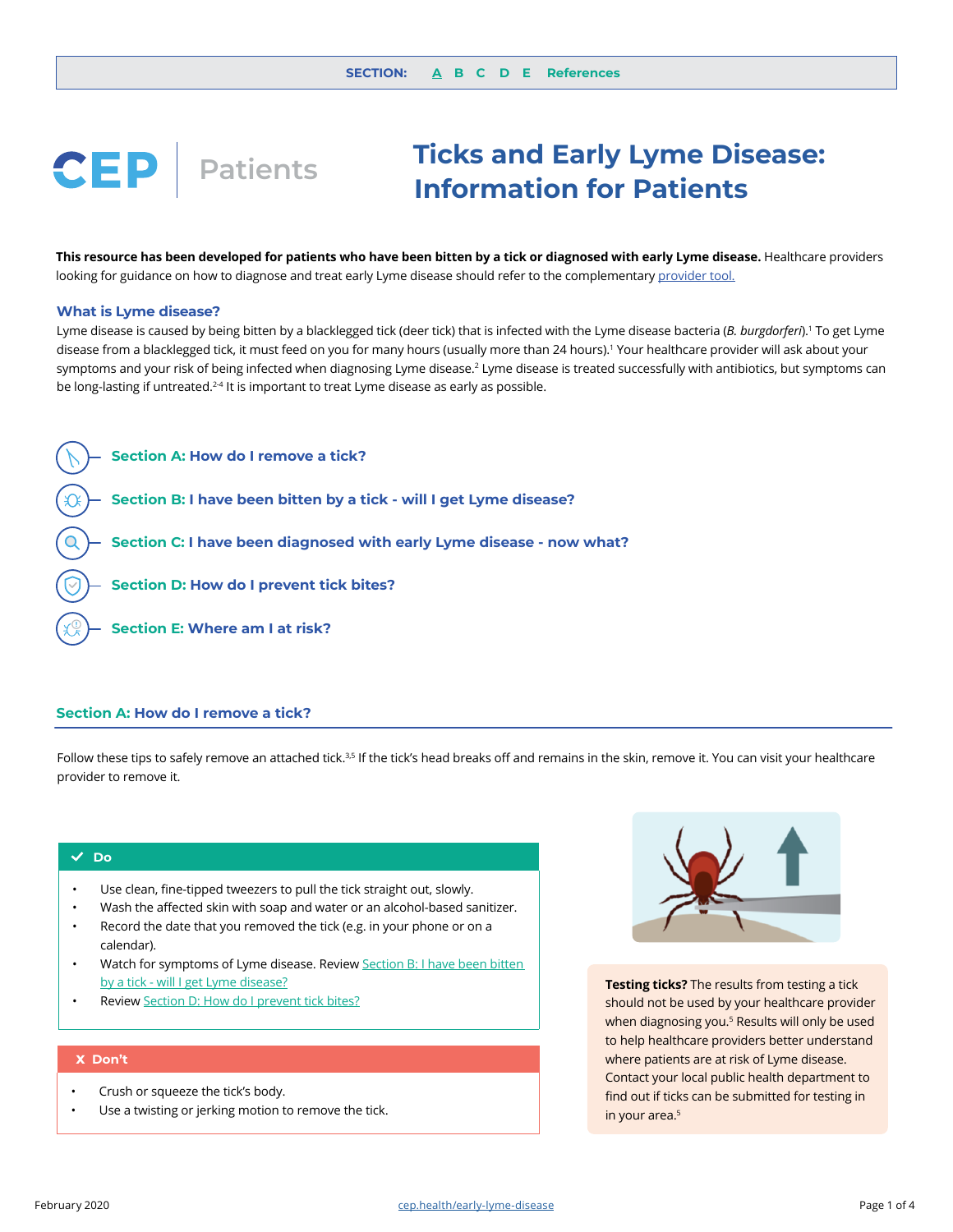SECTION: A B C D E References

# Ticks and Early Lyme Disease: Information for Patients

CEP | Patients

**This resource has been developed for patients who have been bitten by a tick or diagnosed with early Lyme disease.** Healthcare providers looking for guidance on how to diagnose and treat early Lyme disease should refer to the complementary provider tool.

### What is Lyme disease?

Lyme disease is caused by being bitten by a blacklegged tick (deer tick) that is infected with the Lyme disease bacteria (*B. burgdorferi*).[1] To get Lyme disease from a blacklegged tick, it must feed on you for many hours (usually more than 24 hours).[1] Your healthcare provider will ask about your symptoms and your risk of being infected when diagnosing Lyme disease.[2] Lyme disease is treated successfully with antibiotics, but symptoms can be long-lasting if untreated.[2-4] It is important to treat Lyme disease as early as possible.

- Section A: How do I remove a tick?
- Section B: I have been bitten by a tick - will I get Lyme disease?
- Section C: I have been diagnosed with early Lyme disease - now what?
- Section D: How do I prevent tick bites?
- Section E: Where am I at risk?

## Section A: How do I remove a tick?

Follow these tips to safely remove an attached tick.[3,5] If the tick's head breaks off and remains in the skin, remove it. You can visit your healthcare provider to remove it.

**✓ Do**

- Use clean, fine-tipped tweezers to pull the tick straight out, slowly.
- Wash the affected skin with soap and water or an alcohol-based sanitizer.
- Record the date that you removed the tick (e.g. in your phone or on a calendar).
- Watch for symptoms of Lyme disease. Review Section B: I have been bitten by a tick - will I get Lyme disease?
- Review Section D: How do I prevent tick bites?

**X Don't**

- Crush or squeeze the tick's body.
- Use a twisting or jerking motion to remove the tick.

**Testing ticks?** The results from testing a tick should not be used by your healthcare provider when diagnosing you.[5] Results will only be used to help healthcare providers better understand where patients are at risk of Lyme disease. Contact your local public health department to find out if ticks can be submitted for testing in in your area.[5]

February 2020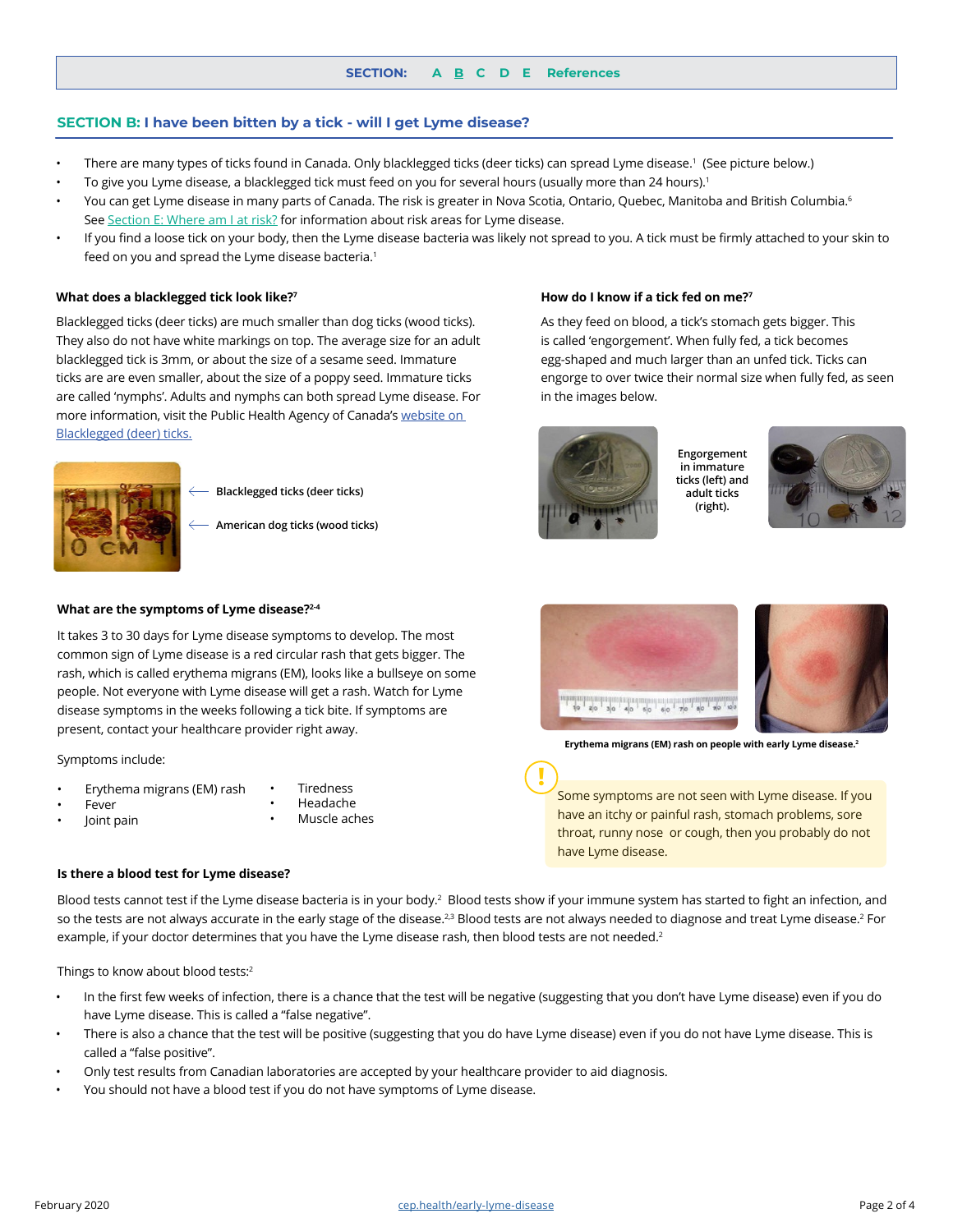SECTION: A B C D E References

## SECTION B: I have been bitten by a tick - will I get Lyme disease?

- There are many types of ticks found in Canada. Only blacklegged ticks (deer ticks) can spread Lyme disease.[1] (See picture below.)
- To give you Lyme disease, a blacklegged tick must feed on you for several hours (usually more than 24 hours).[1]
- You can get Lyme disease in many parts of Canada. The risk is greater in Nova Scotia, Ontario, Quebec, Manitoba and British Columbia.[6] See Section E: Where am I at risk? for information about risk areas for Lyme disease.
- If you find a loose tick on your body, then the Lyme disease bacteria was likely not spread to you. A tick must be firmly attached to your skin to feed on you and spread the Lyme disease bacteria.[1]

### What does a blacklegged tick look like?[7]

Blacklegged ticks (deer ticks) are much smaller than dog ticks (wood ticks). They also do not have white markings on top. The average size for an adult blacklegged tick is 3mm, or about the size of a sesame seed. Immature ticks are are even smaller, about the size of a poppy seed. Immature ticks are called 'nymphs'. Adults and nymphs can both spread Lyme disease. For more information, visit the Public Health Agency of Canada's website on Blacklegged (deer) ticks.

← Blacklegged ticks (deer ticks)

← American dog ticks (wood ticks)

### How do I know if a tick fed on me?[7]

As they feed on blood, a tick's stomach gets bigger. This is called 'engorgement'. When fully fed, a tick becomes egg-shaped and much larger than an unfed tick. Ticks can engorge to over twice their normal size when fully fed, as seen in the images below.

Engorgement in immature ticks (left) and adult ticks (right).

### What are the symptoms of Lyme disease?[2-4]

It takes 3 to 30 days for Lyme disease symptoms to develop. The most common sign of Lyme disease is a red circular rash that gets bigger. The rash, which is called erythema migrans (EM), looks like a bullseye on some people. Not everyone with Lyme disease will get a rash. Watch for Lyme disease symptoms in the weeks following a tick bite. If symptoms are present, contact your healthcare provider right away.

Symptoms include:

- Erythema migrans (EM) rash
- Fever
- Joint pain
- Tiredness
- Headache
- Muscle aches

Erythema migrans (EM) rash on people with early Lyme disease.[2]

Some symptoms are not seen with Lyme disease. If you have an itchy or painful rash, stomach problems, sore throat, runny nose or cough, then you probably do not have Lyme disease.

### Is there a blood test for Lyme disease?

Blood tests cannot test if the Lyme disease bacteria is in your body.[2] Blood tests show if your immune system has started to fight an infection, and so the tests are not always accurate in the early stage of the disease.[2,3] Blood tests are not always needed to diagnose and treat Lyme disease.[2] For example, if your doctor determines that you have the Lyme disease rash, then blood tests are not needed.[2]

Things to know about blood tests:[2]

- In the first few weeks of infection, there is a chance that the test will be negative (suggesting that you don't have Lyme disease) even if you do have Lyme disease. This is called a "false negative".
- There is also a chance that the test will be positive (suggesting that you do have Lyme disease) even if you do not have Lyme disease. This is called a "false positive".
- Only test results from Canadian laboratories are accepted by your healthcare provider to aid diagnosis.
- You should not have a blood test if you do not have symptoms of Lyme disease.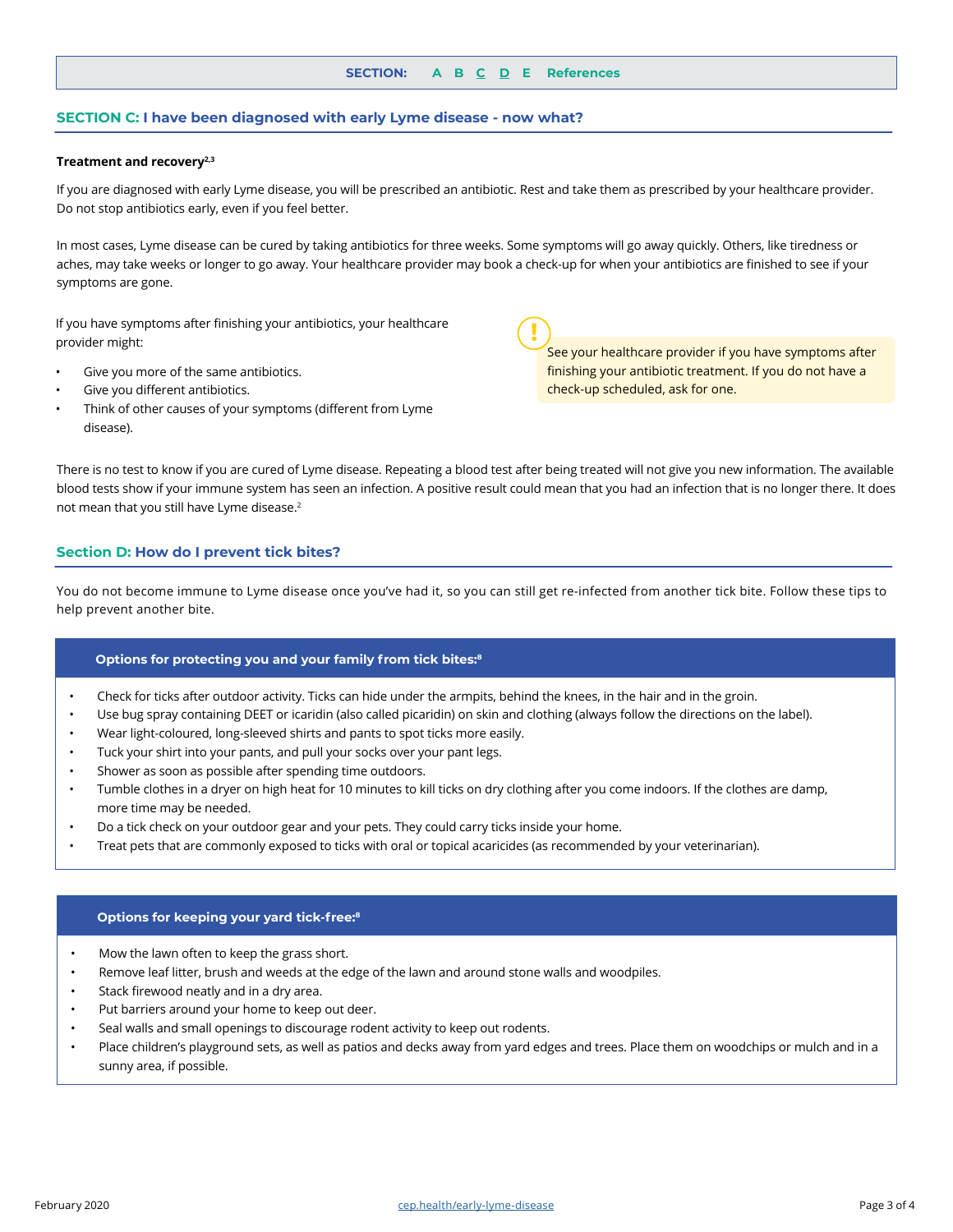SECTION: A B C D E References

## SECTION C: I have been diagnosed with early Lyme disease - now what?

**Treatment and recovery**[2,3]

If you are diagnosed with early Lyme disease, you will be prescribed an antibiotic. Rest and take them as prescribed by your healthcare provider. Do not stop antibiotics early, even if you feel better.

In most cases, Lyme disease can be cured by taking antibiotics for three weeks. Some symptoms will go away quickly. Others, like tiredness or aches, may take weeks or longer to go away. Your healthcare provider may book a check-up for when your antibiotics are finished to see if your symptoms are gone.

If you have symptoms after finishing your antibiotics, your healthcare provider might:

- Give you more of the same antibiotics.
- Give you different antibiotics.
- Think of other causes of your symptoms (different from Lyme disease).

> **!** See your healthcare provider if you have symptoms after finishing your antibiotic treatment. If you do not have a check-up scheduled, ask for one.

There is no test to know if you are cured of Lyme disease. Repeating a blood test after being treated will not give you new information. The available blood tests show if your immune system has seen an infection. A positive result could mean that you had an infection that is no longer there. It does not mean that you still have Lyme disease.[2]

## Section D: How do I prevent tick bites?

You do not become immune to Lyme disease once you've had it, so you can still get re-infected from another tick bite. Follow these tips to help prevent another bite.

### Options for protecting you and your family from tick bites:[8]

- Check for ticks after outdoor activity. Ticks can hide under the armpits, behind the knees, in the hair and in the groin.
- Use bug spray containing DEET or icaridin (also called picaridin) on skin and clothing (always follow the directions on the label).
- Wear light-coloured, long-sleeved shirts and pants to spot ticks more easily.
- Tuck your shirt into your pants, and pull your socks over your pant legs.
- Shower as soon as possible after spending time outdoors.
- Tumble clothes in a dryer on high heat for 10 minutes to kill ticks on dry clothing after you come indoors. If the clothes are damp, more time may be needed.
- Do a tick check on your outdoor gear and your pets. They could carry ticks inside your home.
- Treat pets that are commonly exposed to ticks with oral or topical acaricides (as recommended by your veterinarian).

### Options for keeping your yard tick-free:[8]

- Mow the lawn often to keep the grass short.
- Remove leaf litter, brush and weeds at the edge of the lawn and around stone walls and woodpiles.
- Stack firewood neatly and in a dry area.
- Put barriers around your home to keep out deer.
- Seal walls and small openings to discourage rodent activity to keep out rodents.
- Place children's playground sets, as well as patios and decks away from yard edges and trees. Place them on woodchips or mulch and in a sunny area, if possible.

February 2020 cep.health/early-lyme-disease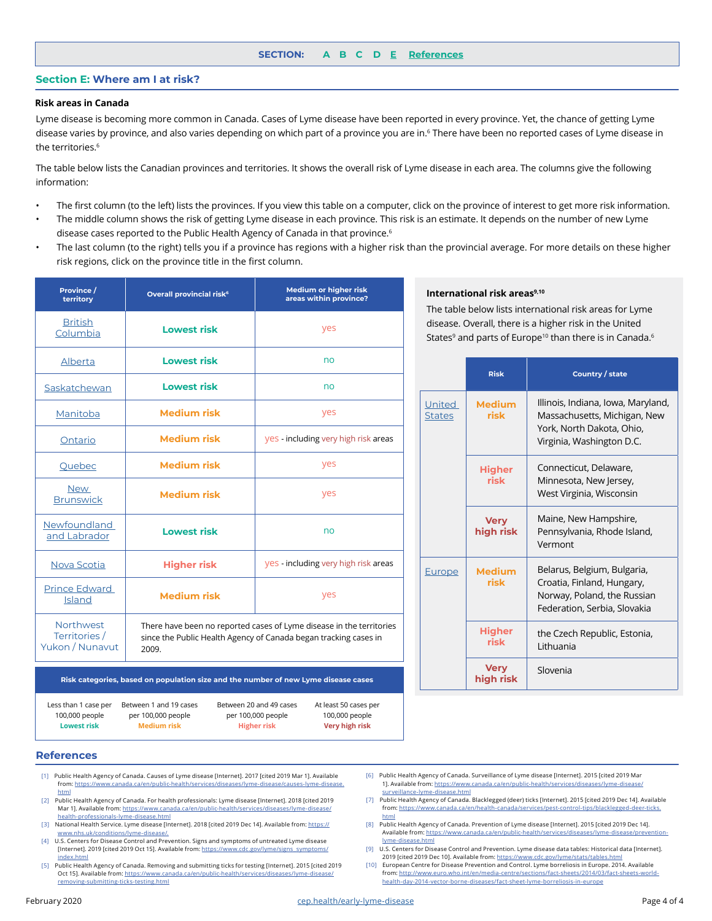SECTION: A B C D E References

## Section E: Where am I at risk?

### Risk areas in Canada

Lyme disease is becoming more common in Canada. Cases of Lyme disease have been reported in every province. Yet, the chance of getting Lyme disease varies by province, and also varies depending on which part of a province you are in.[6] There have been no reported cases of Lyme disease in the territories.[6]

The table below lists the Canadian provinces and territories. It shows the overall risk of Lyme disease in each area. The columns give the following information:

- The first column (to the left) lists the provinces. If you view this table on a computer, click on the province of interest to get more risk information.
- The middle column shows the risk of getting Lyme disease in each province. This risk is an estimate. It depends on the number of new Lyme disease cases reported to the Public Health Agency of Canada in that province.[6]
- The last column (to the right) tells you if a province has regions with a higher risk than the provincial average. For more details on these higher risk regions, click on the province title in the first column.

| Province / territory | Overall provincial risk[6] | Medium or higher risk areas within province? |
|---|---|---|
| British Columbia | Lowest risk | yes |
| Alberta | Lowest risk | no |
| Saskatchewan | Lowest risk | no |
| Manitoba | Medium risk | yes |
| Ontario | Medium risk | yes - including very high risk areas |
| Quebec | Medium risk | yes |
| New Brunswick | Medium risk | yes |
| Newfoundland and Labrador | Lowest risk | no |
| Nova Scotia | Higher risk | yes - including very high risk areas |
| Prince Edward Island | Medium risk | yes |
| Northwest Territories / Yukon / Nunavut | There have been no reported cases of Lyme disease in the territories since the Public Health Agency of Canada began tracking cases in 2009. | |

**Risk categories, based on population size and the number of new Lyme disease cases**

| Less than 1 case per 100,000 people | Between 1 and 19 cases per 100,000 people | Between 20 and 49 cases per 100,000 people | At least 50 cases per 100,000 people |
|---|---|---|---|
| Lowest risk | Medium risk | Higher risk | Very high risk |

### International risk areas[9,10]

The table below lists international risk areas for Lyme disease. Overall, there is a higher risk in the United States[9] and parts of Europe[10] than there is in Canada.[6]

| | Risk | Country / state |
|---|---|---|
| United States | Medium risk | Illinois, Indiana, Iowa, Maryland, Massachusetts, Michigan, New York, North Dakota, Ohio, Virginia, Washington D.C. |
| | Higher risk | Connecticut, Delaware, Minnesota, New Jersey, West Virginia, Wisconsin |
| | Very high risk | Maine, New Hampshire, Pennsylvania, Rhode Island, Vermont |
| Europe | Medium risk | Belarus, Belgium, Bulgaria, Croatia, Finland, Hungary, Norway, Poland, the Russian Federation, Serbia, Slovakia |
| | Higher risk | the Czech Republic, Estonia, Lithuania |
| | Very high risk | Slovenia |

## References

[1] Public Health Agency of Canada. Causes of Lyme disease [Internet]. 2017 [cited 2019 Mar 1]. Available from: https://www.canada.ca/en/public-health/services/diseases/lyme-disease/causes-lyme-disease.html

[2] Public Health Agency of Canada. For health professionals: Lyme disease [Internet]. 2018 [cited 2019 Mar 1]. Available from: https://www.canada.ca/en/public-health/services/diseases/lyme-disease/health-professionals-lyme-disease.html

[3] National Health Service. Lyme disease [Internet]. 2018 [cited 2019 Dec 14]. Available from: https://www.nhs.uk/conditions/lyme-disease/

[4] U.S. Centers for Disease Control and Prevention. Signs and symptoms of untreated Lyme disease [Internet]. 2019 [cited 2019 Oct 15]. Available from: https://www.cdc.gov/lyme/signs_symptoms/index.html

[5] Public Health Agency of Canada. Removing and submitting ticks for testing [Internet]. 2015 [cited 2019 Oct 15]. Available from: https://www.canada.ca/en/public-health/services/diseases/lyme-disease/removing-submitting-ticks-testing.html

[6] Public Health Agency of Canada. Surveillance of Lyme disease [Internet]. 2015 [cited 2019 Mar 1]. Available from: https://www.canada.ca/en/public-health/services/diseases/lyme-disease/surveillance-lyme-disease.html

[7] Public Health Agency of Canada. Blacklegged (deer) ticks [Internet]. 2015 [cited 2019 Dec 14]. Available from: https://www.canada.ca/en/health-canada/services/pest-control-tips/blacklegged-deer-ticks.html

[8] Public Health Agency of Canada. Prevention of Lyme disease [Internet]. 2015 [cited 2019 Dec 14]. Available from: https://www.canada.ca/en/public-health/services/diseases/lyme-disease/prevention-lyme-disease.html

[9] U.S. Centers for Disease Control and Prevention. Lyme disease data tables: Historical data [Internet]. 2019 [cited 2019 Dec 10]. Available from: https://www.cdc.gov/lyme/stats/tables.html

[10] European Centre for Disease Prevention and Control. Lyme borreliosis in Europe. 2014. Available from: http://www.euro.who.int/en/media-centre/sections/fact-sheets/2014/03/fact-sheets-world-health-day-2014-vector-borne-diseases/fact-sheet-lyme-borreliosis-in-europe

February 2020 cep.health/early-lyme-disease